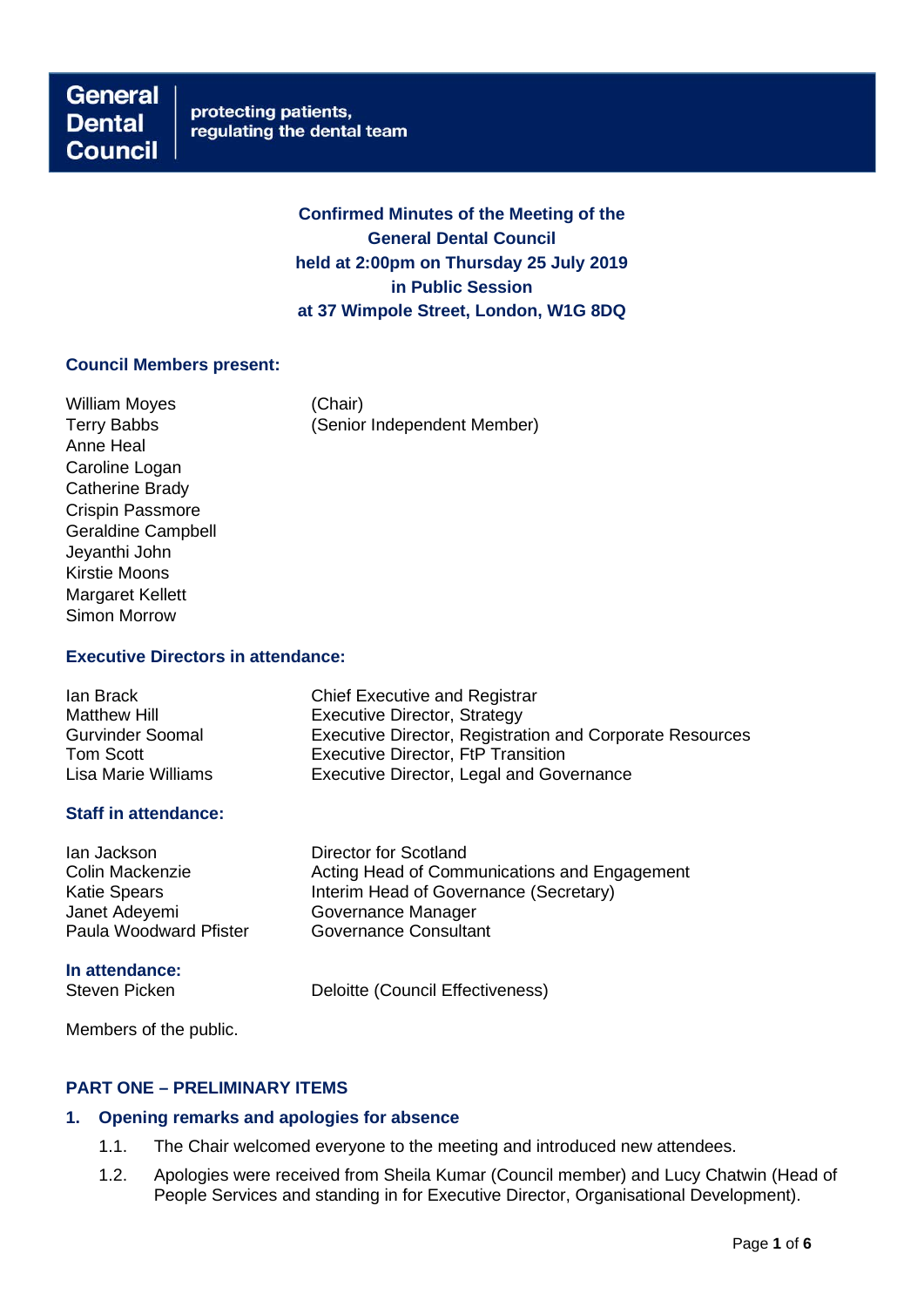**General Dental Council** | protecting patients, regulating the dental team

# Confirmed Minutes of the Meeting of the General Dental Council held at 2:00pm on Thursday 25 July 2019 in Public Session at 37 Wimpole Street, London, W1G 8DQ

## Council Members present:

| | |
|---|---|
| William Moyes | (Chair) |
| Terry Babbs | (Senior Independent Member) |
| Anne Heal | |
| Caroline Logan | |
| Catherine Brady | |
| Crispin Passmore | |
| Geraldine Campbell | |
| Jeyanthi John | |
| Kirstie Moons | |
| Margaret Kellett | |
| Simon Morrow | |

## Executive Directors in attendance:

| | |
|---|---|
| Ian Brack | Chief Executive and Registrar |
| Matthew Hill | Executive Director, Strategy |
| Gurvinder Soomal | Executive Director, Registration and Corporate Resources |
| Tom Scott | Executive Director, FtP Transition |
| Lisa Marie Williams | Executive Director, Legal and Governance |

## Staff in attendance:

| | |
|---|---|
| Ian Jackson | Director for Scotland |
| Colin Mackenzie | Acting Head of Communications and Engagement |
| Katie Spears | Interim Head of Governance (Secretary) |
| Janet Adeyemi | Governance Manager |
| Paula Woodward Pfister | Governance Consultant |

## In attendance:

| | |
|---|---|
| Steven Picken | Deloitte (Council Effectiveness) |

Members of the public.

## PART ONE – PRELIMINARY ITEMS

### 1. Opening remarks and apologies for absence

1.1. The Chair welcomed everyone to the meeting and introduced new attendees.

1.2. Apologies were received from Sheila Kumar (Council member) and Lucy Chatwin (Head of People Services and standing in for Executive Director, Organisational Development).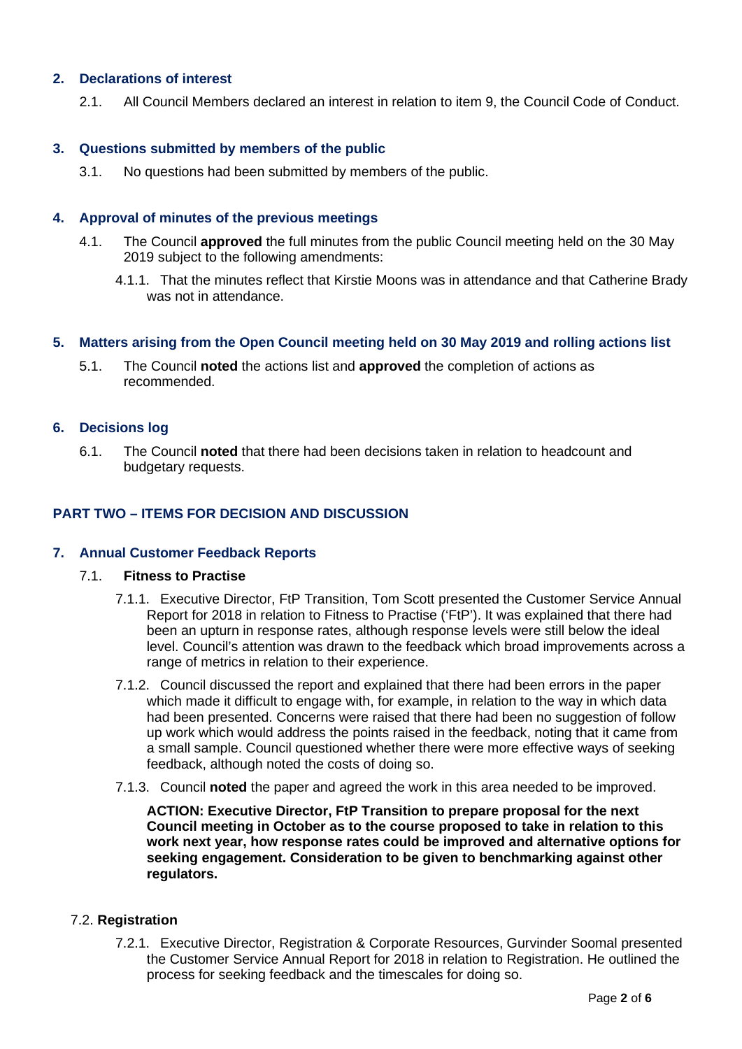## 2. Declarations of interest

2.1. All Council Members declared an interest in relation to item 9, the Council Code of Conduct.

## 3. Questions submitted by members of the public

3.1. No questions had been submitted by members of the public.

## 4. Approval of minutes of the previous meetings

4.1. The Council **approved** the full minutes from the public Council meeting held on the 30 May 2019 subject to the following amendments:

4.1.1. That the minutes reflect that Kirstie Moons was in attendance and that Catherine Brady was not in attendance.

## 5. Matters arising from the Open Council meeting held on 30 May 2019 and rolling actions list

5.1. The Council **noted** the actions list and **approved** the completion of actions as recommended.

## 6. Decisions log

6.1. The Council **noted** that there had been decisions taken in relation to headcount and budgetary requests.

## PART TWO – ITEMS FOR DECISION AND DISCUSSION

## 7. Annual Customer Feedback Reports

### 7.1. Fitness to Practise

7.1.1. Executive Director, FtP Transition, Tom Scott presented the Customer Service Annual Report for 2018 in relation to Fitness to Practise ('FtP'). It was explained that there had been an upturn in response rates, although response levels were still below the ideal level. Council's attention was drawn to the feedback which broad improvements across a range of metrics in relation to their experience.

7.1.2. Council discussed the report and explained that there had been errors in the paper which made it difficult to engage with, for example, in relation to the way in which data had been presented. Concerns were raised that there had been no suggestion of follow up work which would address the points raised in the feedback, noting that it came from a small sample. Council questioned whether there were more effective ways of seeking feedback, although noted the costs of doing so.

7.1.3. Council **noted** the paper and agreed the work in this area needed to be improved.

**ACTION: Executive Director, FtP Transition to prepare proposal for the next Council meeting in October as to the course proposed to take in relation to this work next year, how response rates could be improved and alternative options for seeking engagement. Consideration to be given to benchmarking against other regulators.**

### 7.2. Registration

7.2.1. Executive Director, Registration & Corporate Resources, Gurvinder Soomal presented the Customer Service Annual Report for 2018 in relation to Registration. He outlined the process for seeking feedback and the timescales for doing so.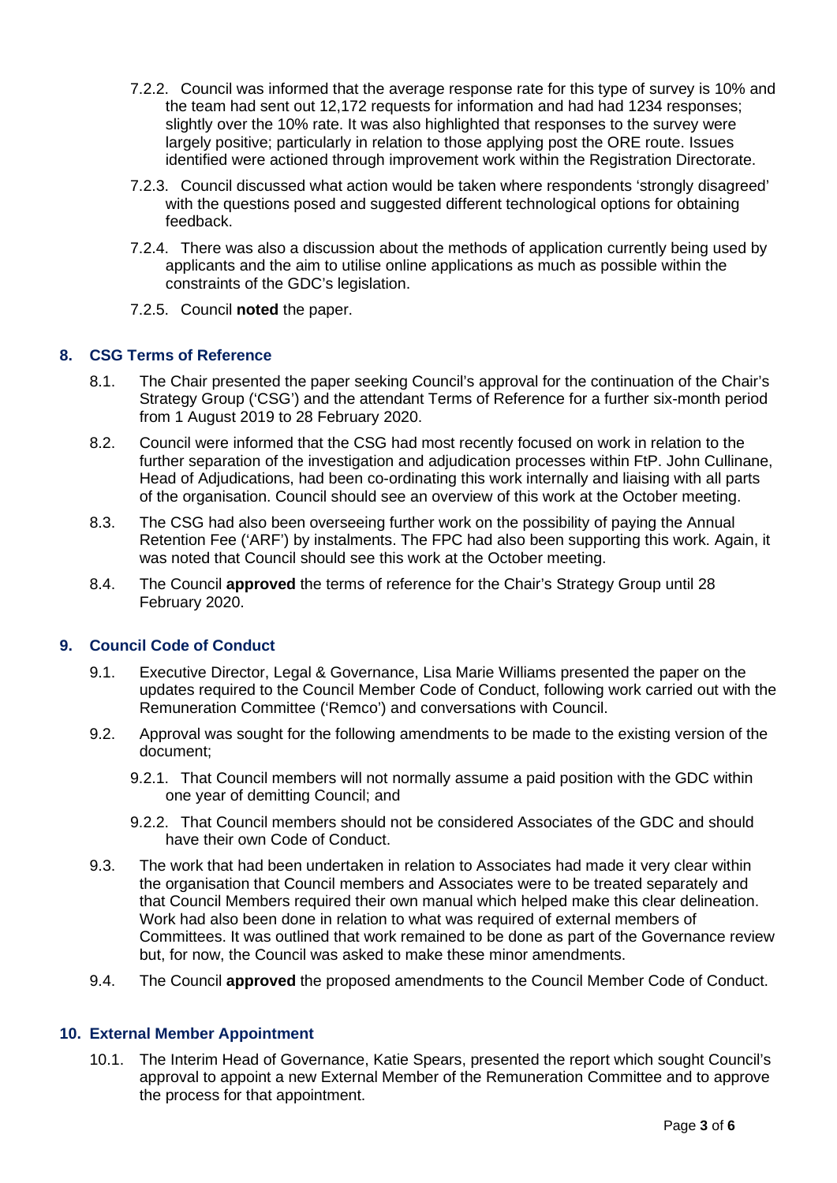7.2.2. Council was informed that the average response rate for this type of survey is 10% and the team had sent out 12,172 requests for information and had had 1234 responses; slightly over the 10% rate. It was also highlighted that responses to the survey were largely positive; particularly in relation to those applying post the ORE route. Issues identified were actioned through improvement work within the Registration Directorate.

7.2.3. Council discussed what action would be taken where respondents 'strongly disagreed' with the questions posed and suggested different technological options for obtaining feedback.

7.2.4. There was also a discussion about the methods of application currently being used by applicants and the aim to utilise online applications as much as possible within the constraints of the GDC's legislation.

7.2.5. Council **noted** the paper.

## 8. CSG Terms of Reference

8.1. The Chair presented the paper seeking Council's approval for the continuation of the Chair's Strategy Group ('CSG') and the attendant Terms of Reference for a further six-month period from 1 August 2019 to 28 February 2020.

8.2. Council were informed that the CSG had most recently focused on work in relation to the further separation of the investigation and adjudication processes within FtP. John Cullinane, Head of Adjudications, had been co-ordinating this work internally and liaising with all parts of the organisation. Council should see an overview of this work at the October meeting.

8.3. The CSG had also been overseeing further work on the possibility of paying the Annual Retention Fee ('ARF') by instalments. The FPC had also been supporting this work. Again, it was noted that Council should see this work at the October meeting.

8.4. The Council **approved** the terms of reference for the Chair's Strategy Group until 28 February 2020.

## 9. Council Code of Conduct

9.1. Executive Director, Legal & Governance, Lisa Marie Williams presented the paper on the updates required to the Council Member Code of Conduct, following work carried out with the Remuneration Committee ('Remco') and conversations with Council.

9.2. Approval was sought for the following amendments to be made to the existing version of the document;

9.2.1. That Council members will not normally assume a paid position with the GDC within one year of demitting Council; and

9.2.2. That Council members should not be considered Associates of the GDC and should have their own Code of Conduct.

9.3. The work that had been undertaken in relation to Associates had made it very clear within the organisation that Council members and Associates were to be treated separately and that Council Members required their own manual which helped make this clear delineation. Work had also been done in relation to what was required of external members of Committees. It was outlined that work remained to be done as part of the Governance review but, for now, the Council was asked to make these minor amendments.

9.4. The Council **approved** the proposed amendments to the Council Member Code of Conduct.

## 10. External Member Appointment

10.1. The Interim Head of Governance, Katie Spears, presented the report which sought Council's approval to appoint a new External Member of the Remuneration Committee and to approve the process for that appointment.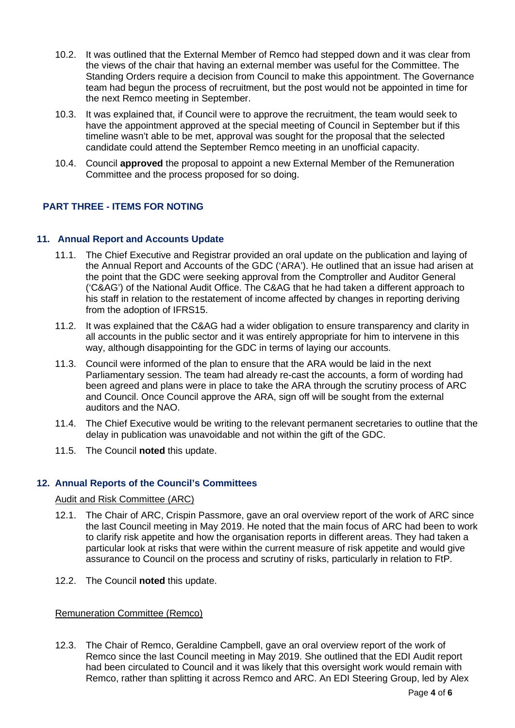10.2. It was outlined that the External Member of Remco had stepped down and it was clear from the views of the chair that having an external member was useful for the Committee. The Standing Orders require a decision from Council to make this appointment. The Governance team had begun the process of recruitment, but the post would not be appointed in time for the next Remco meeting in September.

10.3. It was explained that, if Council were to approve the recruitment, the team would seek to have the appointment approved at the special meeting of Council in September but if this timeline wasn't able to be met, approval was sought for the proposal that the selected candidate could attend the September Remco meeting in an unofficial capacity.

10.4. Council **approved** the proposal to appoint a new External Member of the Remuneration Committee and the process proposed for so doing.

## PART THREE - ITEMS FOR NOTING

### 11. Annual Report and Accounts Update

11.1. The Chief Executive and Registrar provided an oral update on the publication and laying of the Annual Report and Accounts of the GDC ('ARA'). He outlined that an issue had arisen at the point that the GDC were seeking approval from the Comptroller and Auditor General ('C&AG') of the National Audit Office. The C&AG that he had taken a different approach to his staff in relation to the restatement of income affected by changes in reporting deriving from the adoption of IFRS15.

11.2. It was explained that the C&AG had a wider obligation to ensure transparency and clarity in all accounts in the public sector and it was entirely appropriate for him to intervene in this way, although disappointing for the GDC in terms of laying our accounts.

11.3. Council were informed of the plan to ensure that the ARA would be laid in the next Parliamentary session. The team had already re-cast the accounts, a form of wording had been agreed and plans were in place to take the ARA through the scrutiny process of ARC and Council. Once Council approve the ARA, sign off will be sought from the external auditors and the NAO.

11.4. The Chief Executive would be writing to the relevant permanent secretaries to outline that the delay in publication was unavoidable and not within the gift of the GDC.

11.5. The Council **noted** this update.

### 12. Annual Reports of the Council's Committees

Audit and Risk Committee (ARC)

12.1. The Chair of ARC, Crispin Passmore, gave an oral overview report of the work of ARC since the last Council meeting in May 2019. He noted that the main focus of ARC had been to work to clarify risk appetite and how the organisation reports in different areas. They had taken a particular look at risks that were within the current measure of risk appetite and would give assurance to Council on the process and scrutiny of risks, particularly in relation to FtP.

12.2. The Council **noted** this update.

Remuneration Committee (Remco)

12.3. The Chair of Remco, Geraldine Campbell, gave an oral overview report of the work of Remco since the last Council meeting in May 2019. She outlined that the EDI Audit report had been circulated to Council and it was likely that this oversight work would remain with Remco, rather than splitting it across Remco and ARC. An EDI Steering Group, led by Alex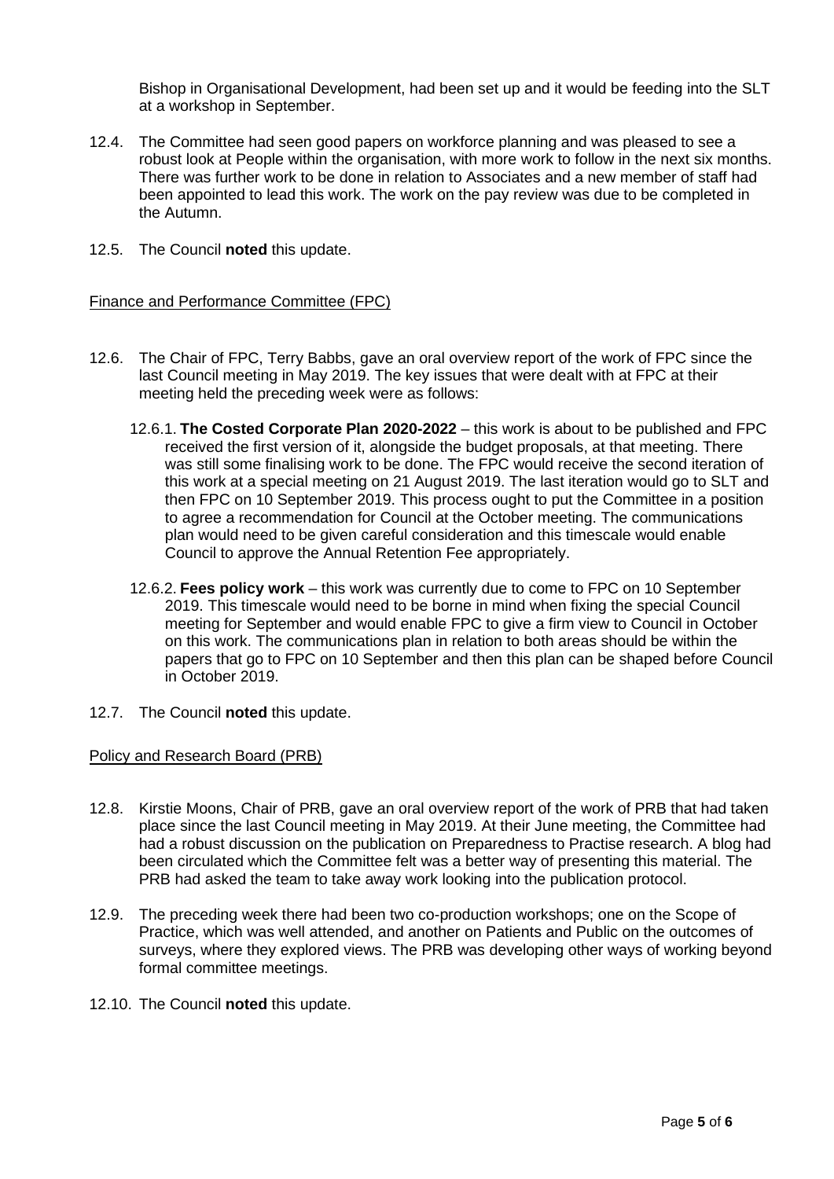Bishop in Organisational Development, had been set up and it would be feeding into the SLT at a workshop in September.

12.4. The Committee had seen good papers on workforce planning and was pleased to see a robust look at People within the organisation, with more work to follow in the next six months. There was further work to be done in relation to Associates and a new member of staff had been appointed to lead this work. The work on the pay review was due to be completed in the Autumn.

12.5. The Council **noted** this update.

Finance and Performance Committee (FPC)

12.6. The Chair of FPC, Terry Babbs, gave an oral overview report of the work of FPC since the last Council meeting in May 2019. The key issues that were dealt with at FPC at their meeting held the preceding week were as follows:

12.6.1. **The Costed Corporate Plan 2020-2022** – this work is about to be published and FPC received the first version of it, alongside the budget proposals, at that meeting. There was still some finalising work to be done. The FPC would receive the second iteration of this work at a special meeting on 21 August 2019. The last iteration would go to SLT and then FPC on 10 September 2019. This process ought to put the Committee in a position to agree a recommendation for Council at the October meeting. The communications plan would need to be given careful consideration and this timescale would enable Council to approve the Annual Retention Fee appropriately.

12.6.2. **Fees policy work** – this work was currently due to come to FPC on 10 September 2019. This timescale would need to be borne in mind when fixing the special Council meeting for September and would enable FPC to give a firm view to Council in October on this work. The communications plan in relation to both areas should be within the papers that go to FPC on 10 September and then this plan can be shaped before Council in October 2019.

12.7. The Council **noted** this update.

Policy and Research Board (PRB)

12.8. Kirstie Moons, Chair of PRB, gave an oral overview report of the work of PRB that had taken place since the last Council meeting in May 2019. At their June meeting, the Committee had had a robust discussion on the publication on Preparedness to Practise research. A blog had been circulated which the Committee felt was a better way of presenting this material. The PRB had asked the team to take away work looking into the publication protocol.

12.9. The preceding week there had been two co-production workshops; one on the Scope of Practice, which was well attended, and another on Patients and Public on the outcomes of surveys, where they explored views. The PRB was developing other ways of working beyond formal committee meetings.

12.10. The Council **noted** this update.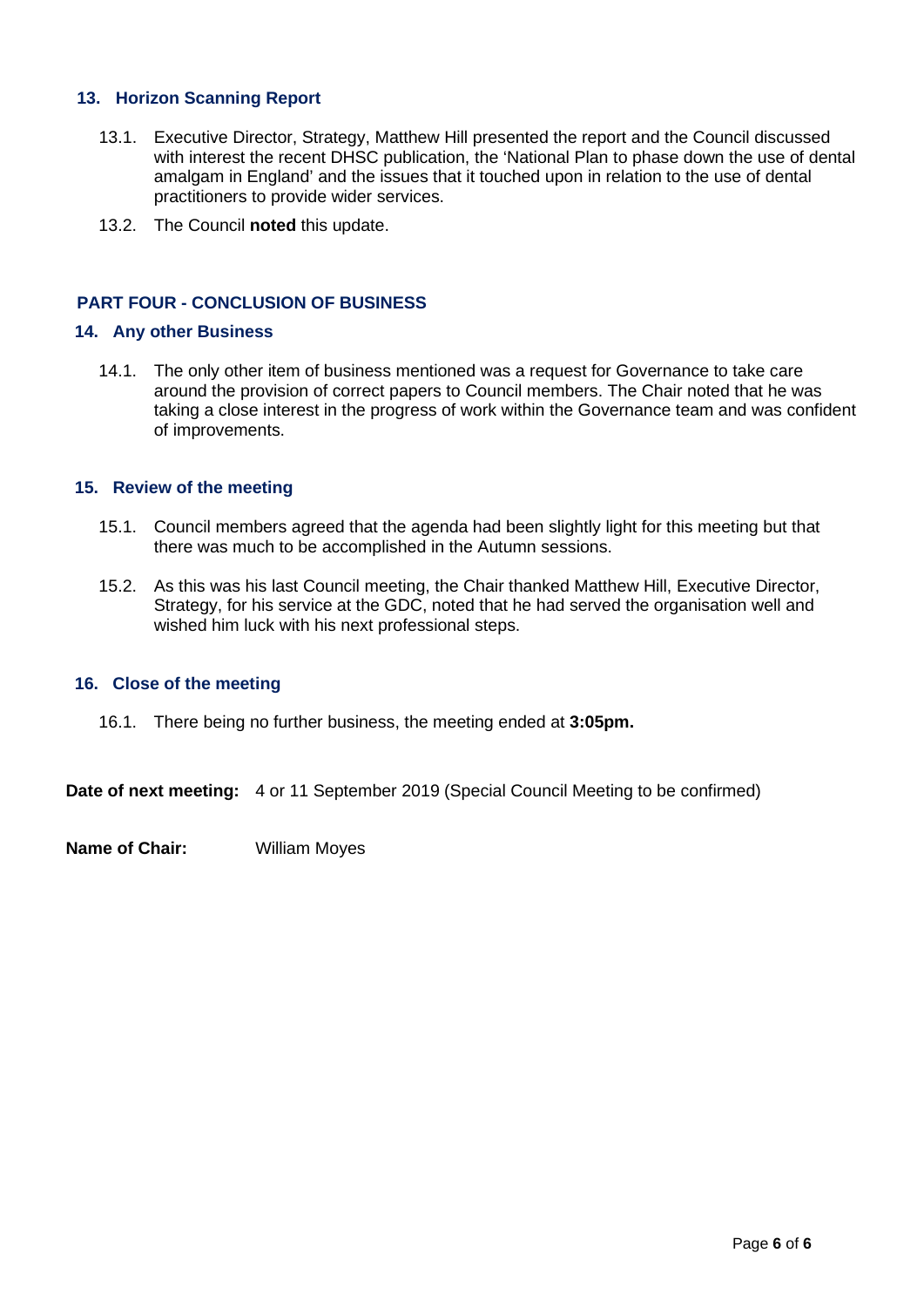## 13. Horizon Scanning Report

13.1. Executive Director, Strategy, Matthew Hill presented the report and the Council discussed with interest the recent DHSC publication, the 'National Plan to phase down the use of dental amalgam in England' and the issues that it touched upon in relation to the use of dental practitioners to provide wider services.

13.2. The Council **noted** this update.

## PART FOUR - CONCLUSION OF BUSINESS

## 14. Any other Business

14.1. The only other item of business mentioned was a request for Governance to take care around the provision of correct papers to Council members. The Chair noted that he was taking a close interest in the progress of work within the Governance team and was confident of improvements.

## 15. Review of the meeting

15.1. Council members agreed that the agenda had been slightly light for this meeting but that there was much to be accomplished in the Autumn sessions.

15.2. As this was his last Council meeting, the Chair thanked Matthew Hill, Executive Director, Strategy, for his service at the GDC, noted that he had served the organisation well and wished him luck with his next professional steps.

## 16. Close of the meeting

16.1. There being no further business, the meeting ended at **3:05pm.**

**Date of next meeting:** 4 or 11 September 2019 (Special Council Meeting to be confirmed)

**Name of Chair:** William Moyes